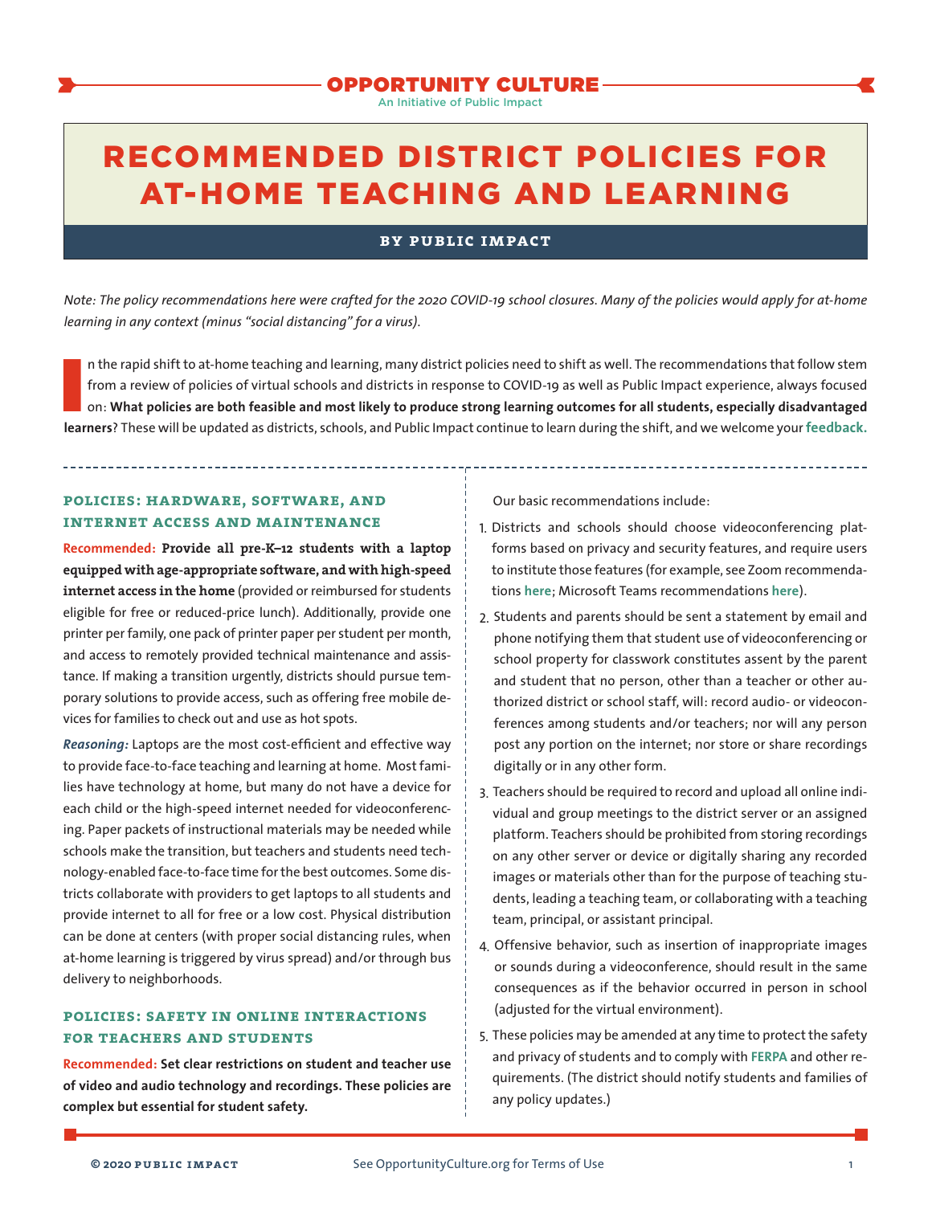OPPORTUNITY CULTURE

An Initiative of Public Impact

# RECOMMENDED DISTRICT POLICIES FOR AT-HOME TEACHING AND LEARNING

**BY PUBLIC IMPACT**

*Note: The policy recommendations here were crafted for the 2020 COVID-19 school closures. Many of the policies would apply for at-home learning in any context (minus "social distancing" for a virus).*

In the rapid shift to at-home teaching and learning, many district policies need to shift as well. The recommendations that follow stem from a review of policies of virtual schools and districts in response to COVID-19 as well as Public Impact experience, always focused on: **What policies are both feasible and most likely to produce strong learning outcomes for all students, especially disadvantaged learners**? These will be updated as districts, schools, and Public Impact continue to learn during the shift, and we welcome your **feedback.**

## POLICIES: HARDWARE, SOFTWARE, AND INTERNET ACCESS AND MAINTENANCE

**Recommended: Provide all pre-K–12 students with a laptop equipped with age-appropriate software, and with high-speed internet access in the home** (provided or reimbursed for students eligible for free or reduced-price lunch). Additionally, provide one printer per family, one pack of printer paper per student per month, and access to remotely provided technical maintenance and assistance. If making a transition urgently, districts should pursue temporary solutions to provide access, such as offering free mobile devices for families to check out and use as hot spots.

***Reasoning:*** Laptops are the most cost-efficient and effective way to provide face-to-face teaching and learning at home. Most families have technology at home, but many do not have a device for each child or the high-speed internet needed for videoconferencing. Paper packets of instructional materials may be needed while schools make the transition, but teachers and students need technology-enabled face-to-face time for the best outcomes. Some districts collaborate with providers to get laptops to all students and provide internet to all for free or a low cost. Physical distribution can be done at centers (with proper social distancing rules, when at-home learning is triggered by virus spread) and/or through bus delivery to neighborhoods.

## POLICIES: SAFETY IN ONLINE INTERACTIONS FOR TEACHERS AND STUDENTS

**Recommended: Set clear restrictions on student and teacher use of video and audio technology and recordings. These policies are complex but essential for student safety.**

Our basic recommendations include:

1. Districts and schools should choose videoconferencing platforms based on privacy and security features, and require users to institute those features (for example, see Zoom recommendations **here**; Microsoft Teams recommendations **here**).
2. Students and parents should be sent a statement by email and phone notifying them that student use of videoconferencing or school property for classwork constitutes assent by the parent and student that no person, other than a teacher or other authorized district or school staff, will: record audio- or videoconferences among students and/or teachers; nor will any person post any portion on the internet; nor store or share recordings digitally or in any other form.
3. Teachers should be required to record and upload all online individual and group meetings to the district server or an assigned platform. Teachers should be prohibited from storing recordings on any other server or device or digitally sharing any recorded images or materials other than for the purpose of teaching students, leading a teaching team, or collaborating with a teaching team, principal, or assistant principal.
4. Offensive behavior, such as insertion of inappropriate images or sounds during a videoconference, should result in the same consequences as if the behavior occurred in person in school (adjusted for the virtual environment).
5. These policies may be amended at any time to protect the safety and privacy of students and to comply with **FERPA** and other requirements. (The district should notify students and families of any policy updates.)

© 2020 PUBLIC IMPACT See OpportunityCulture.org for Terms of Use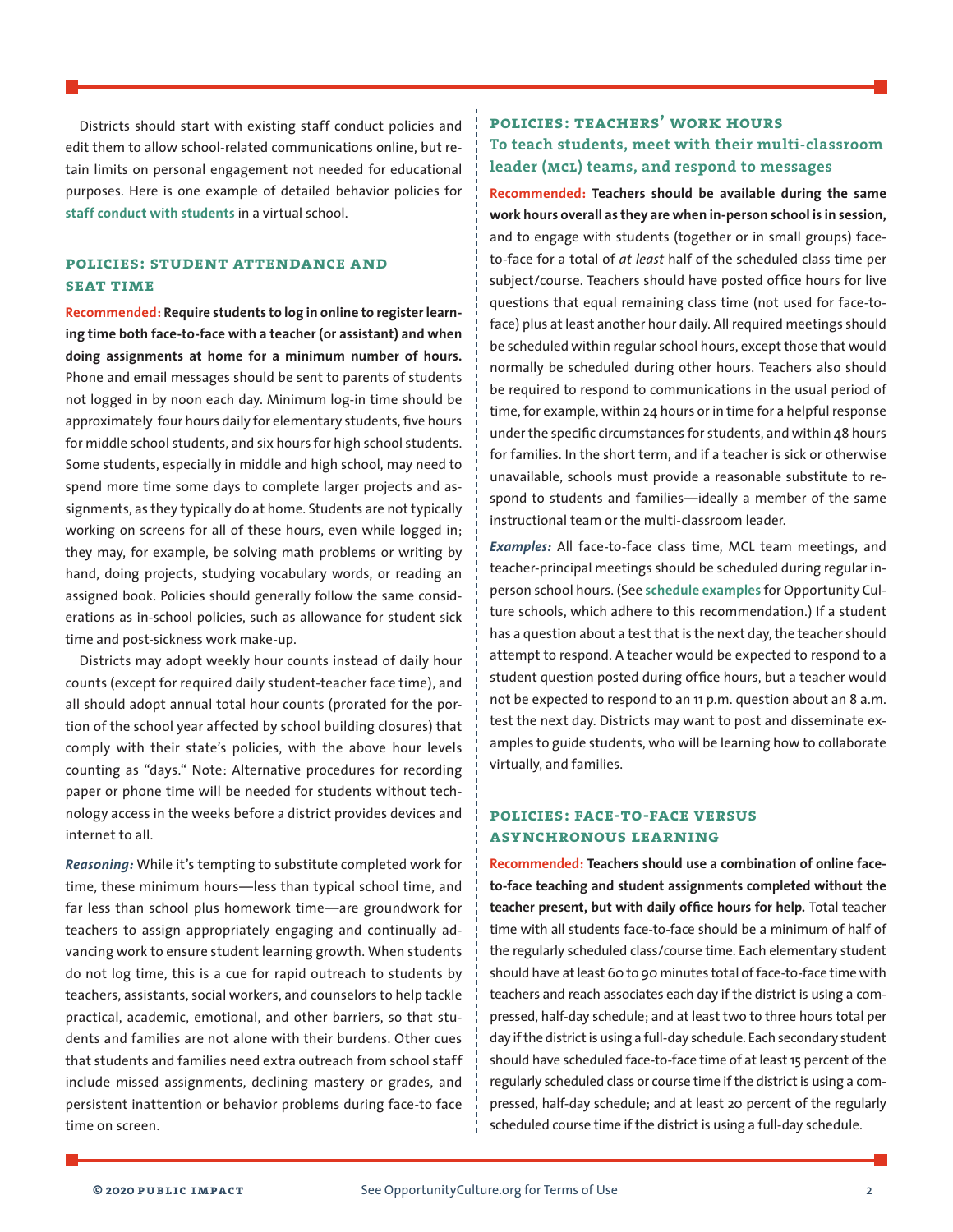Districts should start with existing staff conduct policies and edit them to allow school-related communications online, but retain limits on personal engagement not needed for educational purposes. Here is one example of detailed behavior policies for **staff conduct with students** in a virtual school.

## Policies: Student Attendance and Seat Time

**Recommended: Require students to log in online to register learning time both face-to-face with a teacher (or assistant) and when doing assignments at home for a minimum number of hours.** Phone and email messages should be sent to parents of students not logged in by noon each day. Minimum log-in time should be approximately four hours daily for elementary students, five hours for middle school students, and six hours for high school students. Some students, especially in middle and high school, may need to spend more time some days to complete larger projects and assignments, as they typically do at home. Students are not typically working on screens for all of these hours, even while logged in; they may, for example, be solving math problems or writing by hand, doing projects, studying vocabulary words, or reading an assigned book. Policies should generally follow the same considerations as in-school policies, such as allowance for student sick time and post-sickness work make-up.

Districts may adopt weekly hour counts instead of daily hour counts (except for required daily student-teacher face time), and all should adopt annual total hour counts (prorated for the portion of the school year affected by school building closures) that comply with their state's policies, with the above hour levels counting as "days." Note: Alternative procedures for recording paper or phone time will be needed for students without technology access in the weeks before a district provides devices and internet to all.

***Reasoning:*** While it's tempting to substitute completed work for time, these minimum hours—less than typical school time, and far less than school plus homework time—are groundwork for teachers to assign appropriately engaging and continually advancing work to ensure student learning growth. When students do not log time, this is a cue for rapid outreach to students by teachers, assistants, social workers, and counselors to help tackle practical, academic, emotional, and other barriers, so that students and families are not alone with their burdens. Other cues that students and families need extra outreach from school staff include missed assignments, declining mastery or grades, and persistent inattention or behavior problems during face-to face time on screen.

## Policies: Teachers' Work Hours

### To teach students, meet with their multi-classroom leader (MCL) teams, and respond to messages

**Recommended: Teachers should be available during the same work hours overall as they are when in-person school is in session,** and to engage with students (together or in small groups) face-to-face for a total of *at least* half of the scheduled class time per subject/course. Teachers should have posted office hours for live questions that equal remaining class time (not used for face-to-face) plus at least another hour daily. All required meetings should be scheduled within regular school hours, except those that would normally be scheduled during other hours. Teachers also should be required to respond to communications in the usual period of time, for example, within 24 hours or in time for a helpful response under the specific circumstances for students, and within 48 hours for families. In the short term, and if a teacher is sick or otherwise unavailable, schools must provide a reasonable substitute to respond to students and families—ideally a member of the same instructional team or the multi-classroom leader.

***Examples:*** All face-to-face class time, MCL team meetings, and teacher-principal meetings should be scheduled during regular in-person school hours. (See **schedule examples** for Opportunity Culture schools, which adhere to this recommendation.) If a student has a question about a test that is the next day, the teacher should attempt to respond. A teacher would be expected to respond to a student question posted during office hours, but a teacher would not be expected to respond to an 11 p.m. question about an 8 a.m. test the next day. Districts may want to post and disseminate examples to guide students, who will be learning how to collaborate virtually, and families.

## Policies: Face-to-Face Versus Asynchronous Learning

**Recommended: Teachers should use a combination of online face-to-face teaching and student assignments completed without the teacher present, but with daily office hours for help.** Total teacher time with all students face-to-face should be a minimum of half of the regularly scheduled class/course time. Each elementary student should have at least 60 to 90 minutes total of face-to-face time with teachers and reach associates each day if the district is using a compressed, half-day schedule; and at least two to three hours total per day if the district is using a full-day schedule. Each secondary student should have scheduled face-to-face time of at least 15 percent of the regularly scheduled class or course time if the district is using a compressed, half-day schedule; and at least 20 percent of the regularly scheduled course time if the district is using a full-day schedule.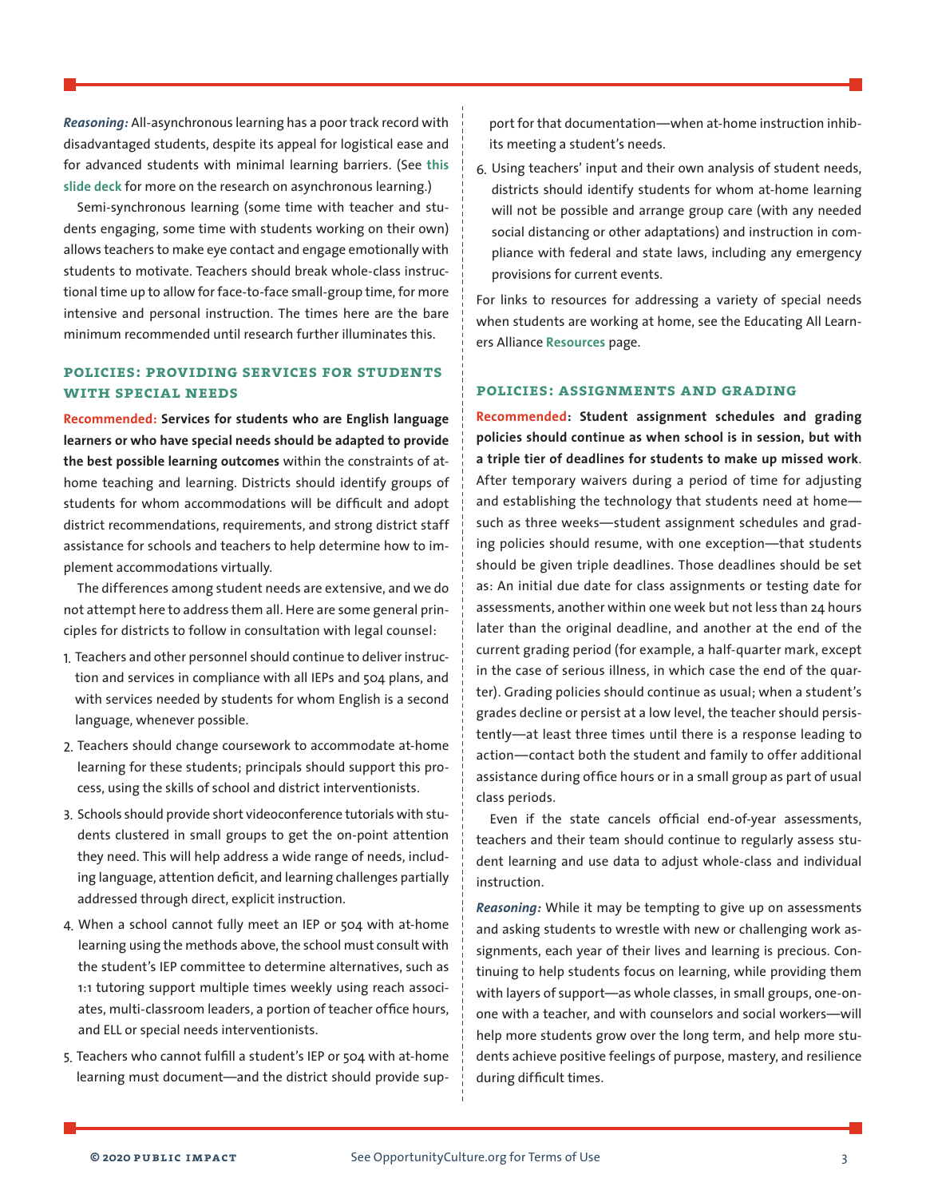***Reasoning:*** All-asynchronous learning has a poor track record with disadvantaged students, despite its appeal for logistical ease and for advanced students with minimal learning barriers. (See **this slide deck** for more on the research on asynchronous learning.)

Semi-synchronous learning (some time with teacher and students engaging, some time with students working on their own) allows teachers to make eye contact and engage emotionally with students to motivate. Teachers should break whole-class instructional time up to allow for face-to-face small-group time, for more intensive and personal instruction. The times here are the bare minimum recommended until research further illuminates this.

## POLICIES: PROVIDING SERVICES FOR STUDENTS WITH SPECIAL NEEDS

**Recommended: Services for students who are English language learners or who have special needs should be adapted to provide the best possible learning outcomes** within the constraints of at-home teaching and learning. Districts should identify groups of students for whom accommodations will be difficult and adopt district recommendations, requirements, and strong district staff assistance for schools and teachers to help determine how to implement accommodations virtually.

The differences among student needs are extensive, and we do not attempt here to address them all. Here are some general principles for districts to follow in consultation with legal counsel:

1. Teachers and other personnel should continue to deliver instruction and services in compliance with all IEPs and 504 plans, and with services needed by students for whom English is a second language, whenever possible.
2. Teachers should change coursework to accommodate at-home learning for these students; principals should support this process, using the skills of school and district interventionists.
3. Schools should provide short videoconference tutorials with students clustered in small groups to get the on-point attention they need. This will help address a wide range of needs, including language, attention deficit, and learning challenges partially addressed through direct, explicit instruction.
4. When a school cannot fully meet an IEP or 504 with at-home learning using the methods above, the school must consult with the student's IEP committee to determine alternatives, such as 1:1 tutoring support multiple times weekly using reach associates, multi-classroom leaders, a portion of teacher office hours, and ELL or special needs interventionists.
5. Teachers who cannot fulfill a student's IEP or 504 with at-home learning must document—and the district should provide support for that documentation—when at-home instruction inhibits meeting a student's needs.
6. Using teachers' input and their own analysis of student needs, districts should identify students for whom at-home learning will not be possible and arrange group care (with any needed social distancing or other adaptations) and instruction in compliance with federal and state laws, including any emergency provisions for current events.

For links to resources for addressing a variety of special needs when students are working at home, see the Educating All Learners Alliance **Resources** page.

## POLICIES: ASSIGNMENTS AND GRADING

**Recommended: Student assignment schedules and grading policies should continue as when school is in session, but with a triple tier of deadlines for students to make up missed work**. After temporary waivers during a period of time for adjusting and establishing the technology that students need at home—such as three weeks—student assignment schedules and grading policies should resume, with one exception—that students should be given triple deadlines. Those deadlines should be set as: An initial due date for class assignments or testing date for assessments, another within one week but not less than 24 hours later than the original deadline, and another at the end of the current grading period (for example, a half-quarter mark, except in the case of serious illness, in which case the end of the quarter). Grading policies should continue as usual; when a student's grades decline or persist at a low level, the teacher should persistently—at least three times until there is a response leading to action—contact both the student and family to offer additional assistance during office hours or in a small group as part of usual class periods.

Even if the state cancels official end-of-year assessments, teachers and their team should continue to regularly assess student learning and use data to adjust whole-class and individual instruction.

***Reasoning:*** While it may be tempting to give up on assessments and asking students to wrestle with new or challenging work assignments, each year of their lives and learning is precious. Continuing to help students focus on learning, while providing them with layers of support—as whole classes, in small groups, one-on-one with a teacher, and with counselors and social workers—will help more students grow over the long term, and help more students achieve positive feelings of purpose, mastery, and resilience during difficult times.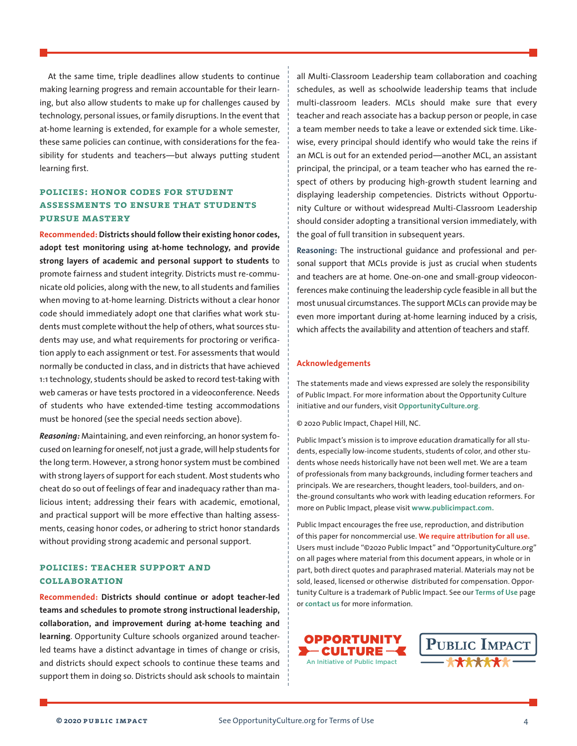At the same time, triple deadlines allow students to continue making learning progress and remain accountable for their learning, but also allow students to make up for challenges caused by technology, personal issues, or family disruptions. In the event that at-home learning is extended, for example for a whole semester, these same policies can continue, with considerations for the feasibility for students and teachers—but always putting student learning first.

### Policies: Honor Codes for Student Assessments to Ensure That Students Pursue Mastery

**Recommended: Districts should follow their existing honor codes, adopt test monitoring using at-home technology, and provide strong layers of academic and personal support to students** to promote fairness and student integrity. Districts must re-communicate old policies, along with the new, to all students and families when moving to at-home learning. Districts without a clear honor code should immediately adopt one that clarifies what work students must complete without the help of others, what sources students may use, and what requirements for proctoring or verification apply to each assignment or test. For assessments that would normally be conducted in class, and in districts that have achieved 1:1 technology, students should be asked to record test-taking with web cameras or have tests proctored in a videoconference. Needs of students who have extended-time testing accommodations must be honored (see the special needs section above).

***Reasoning:*** Maintaining, and even reinforcing, an honor system focused on learning for oneself, not just a grade, will help students for the long term. However, a strong honor system must be combined with strong layers of support for each student. Most students who cheat do so out of feelings of fear and inadequacy rather than malicious intent; addressing their fears with academic, emotional, and practical support will be more effective than halting assessments, ceasing honor codes, or adhering to strict honor standards without providing strong academic and personal support.

### Policies: Teacher Support and Collaboration

**Recommended: Districts should continue or adopt teacher-led teams and schedules to promote strong instructional leadership, collaboration, and improvement during at-home teaching and learning**. Opportunity Culture schools organized around teacher-led teams have a distinct advantage in times of change or crisis, and districts should expect schools to continue these teams and support them in doing so. Districts should ask schools to maintain all Multi-Classroom Leadership team collaboration and coaching schedules, as well as schoolwide leadership teams that include multi-classroom leaders. MCLs should make sure that every teacher and reach associate has a backup person or people, in case a team member needs to take a leave or extended sick time. Likewise, every principal should identify who would take the reins if an MCL is out for an extended period—another MCL, an assistant principal, the principal, or a team teacher who has earned the respect of others by producing high-growth student learning and displaying leadership competencies. Districts without Opportunity Culture or without widespread Multi-Classroom Leadership should consider adopting a transitional version immediately, with the goal of full transition in subsequent years.

**Reasoning:** The instructional guidance and professional and personal support that MCLs provide is just as crucial when students and teachers are at home. One-on-one and small-group videoconferences make continuing the leadership cycle feasible in all but the most unusual circumstances. The support MCLs can provide may be even more important during at-home learning induced by a crisis, which affects the availability and attention of teachers and staff.

#### Acknowledgements

The statements made and views expressed are solely the responsibility of Public Impact. For more information about the Opportunity Culture initiative and our funders, visit **OpportunityCulture.org**.

© 2020 Public Impact, Chapel Hill, NC.

Public Impact's mission is to improve education dramatically for all students, especially low-income students, students of color, and other students whose needs historically have not been well met. We are a team of professionals from many backgrounds, including former teachers and principals. We are researchers, thought leaders, tool-builders, and on-the-ground consultants who work with leading education reformers. For more on Public Impact, please visit **www.publicimpact.com.**

Public Impact encourages the free use, reproduction, and distribution of this paper for noncommercial use. **We require attribution for all use.** Users must include "©2020 Public Impact" and "OpportunityCulture.org" on all pages where material from this document appears, in whole or in part, both direct quotes and paraphrased material. Materials may not be sold, leased, licensed or otherwise distributed for compensation. Opportunity Culture is a trademark of Public Impact. See our **Terms of Use** page or **contact us** for more information.

OPPORTUNITY CULTURE
An Initiative of Public Impact

PUBLIC IMPACT